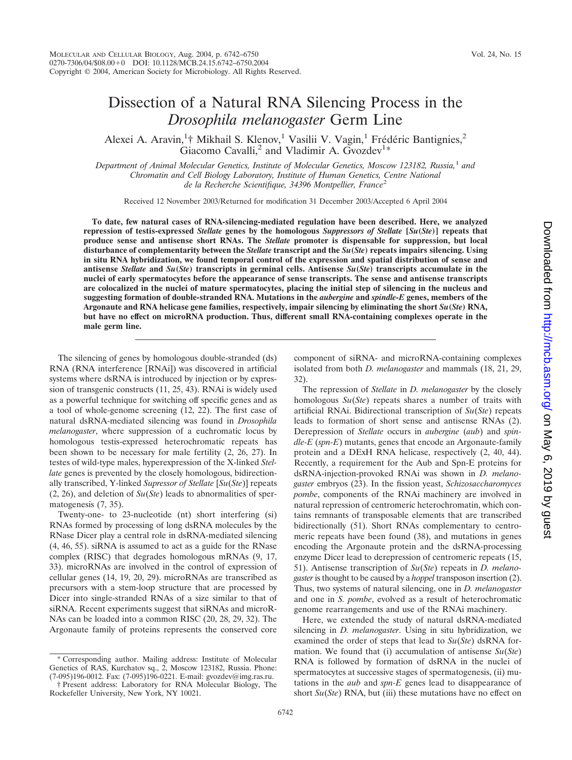# Dissection of a Natural RNA Silencing Process in the *Drosophila melanogaster* Germ Line

Alexei A. Aravin,[1]† Mikhail S. Klenov,[1] Vasilii V. Vagin,[1] Frédéric Bantignies,[2] Giacomo Cavalli,[2] and Vladimir A. Gvozdev[1]*

*Department of Animal Molecular Genetics, Institute of Molecular Genetics, Moscow 123182, Russia,[1] and Chromatin and Cell Biology Laboratory, Institute of Human Genetics, Centre National de la Recherche Scientifique, 34396 Montpellier, France[2]*

Received 12 November 2003/Returned for modification 31 December 2003/Accepted 6 April 2004

**To date, few natural cases of RNA-silencing-mediated regulation have been described. Here, we analyzed repression of testis-expressed *Stellate* genes by the homologous *Suppressors of Stellate* [*Su*(*Ste*)] repeats that produce sense and antisense short RNAs. The *Stellate* promoter is dispensable for suppression, but local disturbance of complementarity between the *Stellate* transcript and the *Su*(*Ste*) repeats impairs silencing. Using in situ RNA hybridization, we found temporal control of the expression and spatial distribution of sense and antisense *Stellate* and *Su*(*Ste*) transcripts in germinal cells. Antisense *Su*(*Ste*) transcripts accumulate in the nuclei of early spermatocytes before the appearance of sense transcripts. The sense and antisense transcripts are colocalized in the nuclei of mature spermatocytes, placing the initial step of silencing in the nucleus and suggesting formation of double-stranded RNA. Mutations in the *aubergine* and *spindle-E* genes, members of the Argonaute and RNA helicase gene families, respectively, impair silencing by eliminating the short *Su*(*Ste*) RNA, but have no effect on microRNA production. Thus, different small RNA-containing complexes operate in the male germ line.**

The silencing of genes by homologous double-stranded (ds) RNA (RNA interference [RNAi]) was discovered in artificial systems where dsRNA is introduced by injection or by expression of transgenic constructs (11, 25, 43). RNAi is widely used as a powerful technique for switching off specific genes and as a tool of whole-genome screening (12, 22). The first case of natural dsRNA-mediated silencing was found in *Drosophila melanogaster*, where suppression of a euchromatic locus by homologous testis-expressed heterochromatic repeats has been shown to be necessary for male fertility (2, 26, 27). In testes of wild-type males, hyperexpression of the X-linked *Stellate* genes is prevented by the closely homologous, bidirectionally transcribed, Y-linked *Supressor of Stellate* [*Su*(*Ste*)] repeats (2, 26), and deletion of *Su*(*Ste*) leads to abnormalities of spermatogenesis (7, 35).

Twenty-one- to 23-nucleotide (nt) short interfering (si) RNAs formed by processing of long dsRNA molecules by the RNase Dicer play a central role in dsRNA-mediated silencing (4, 46, 55). siRNA is assumed to act as a guide for the RNase complex (RISC) that degrades homologous mRNAs (9, 17, 33). microRNAs are involved in the control of expression of cellular genes (14, 19, 20, 29). microRNAs are transcribed as precursors with a stem-loop structure that are processed by Dicer into single-stranded RNAs of a size similar to that of siRNA. Recent experiments suggest that siRNAs and microRNAs can be loaded into a common RISC (20, 28, 29, 32). The Argonaute family of proteins represents the conserved core component of siRNA- and microRNA-containing complexes isolated from both *D. melanogaster* and mammals (18, 21, 29, 32).

The repression of *Stellate* in *D. melanogaster* by the closely homologous *Su*(*Ste*) repeats shares a number of traits with artificial RNAi. Bidirectional transcription of *Su*(*Ste*) repeats leads to formation of short sense and antisense RNAs (2). Derepression of *Stellate* occurs in *aubergine* (*aub*) and *spindle-E* (*spn-E*) mutants, genes that encode an Argonaute-family protein and a DExH RNA helicase, respectively (2, 40, 44). Recently, a requirement for the Aub and Spn-E proteins for dsRNA-injection-provoked RNAi was shown in *D. melanogaster* embryos (23). In the fission yeast, *Schizosaccharomyces pombe*, components of the RNAi machinery are involved in natural repression of centromeric heterochromatin, which contains remnants of transposable elements that are transcribed bidirectionally (51). Short RNAs complementary to centromeric repeats have been found (38), and mutations in genes encoding the Argonaute protein and the dsRNA-processing enzyme Dicer lead to derepression of centromeric repeats (15, 51). Antisense transcription of *Su*(*Ste*) repeats in *D. melanogaster* is thought to be caused by a *hoppel* transposon insertion (2). Thus, two systems of natural silencing, one in *D. melanogaster* and one in *S. pombe*, evolved as a result of heterochromatic genome rearrangements and use of the RNAi machinery.

Here, we extended the study of natural dsRNA-mediated silencing in *D. melanogaster*. Using in situ hybridization, we examined the order of steps that lead to *Su*(*Ste*) dsRNA formation. We found that (i) accumulation of antisense *Su*(*Ste*) RNA is followed by formation of dsRNA in the nuclei of spermatocytes at successive stages of spermatogenesis, (ii) mutations in the *aub* and *spn-E* genes lead to disappearance of short *Su*(*Ste*) RNA, but (iii) these mutations have no effect on

---

\* Corresponding author. Mailing address: Institute of Molecular Genetics of RAS, Kurchatov sq., 2, Moscow 123182, Russia. Phone: (7-095)196-0012. Fax: (7-095)196-0221. E-mail: gvozdev@img.ras.ru.

† Present address: Laboratory for RNA Molecular Biology, The Rockefeller University, New York, NY 10021.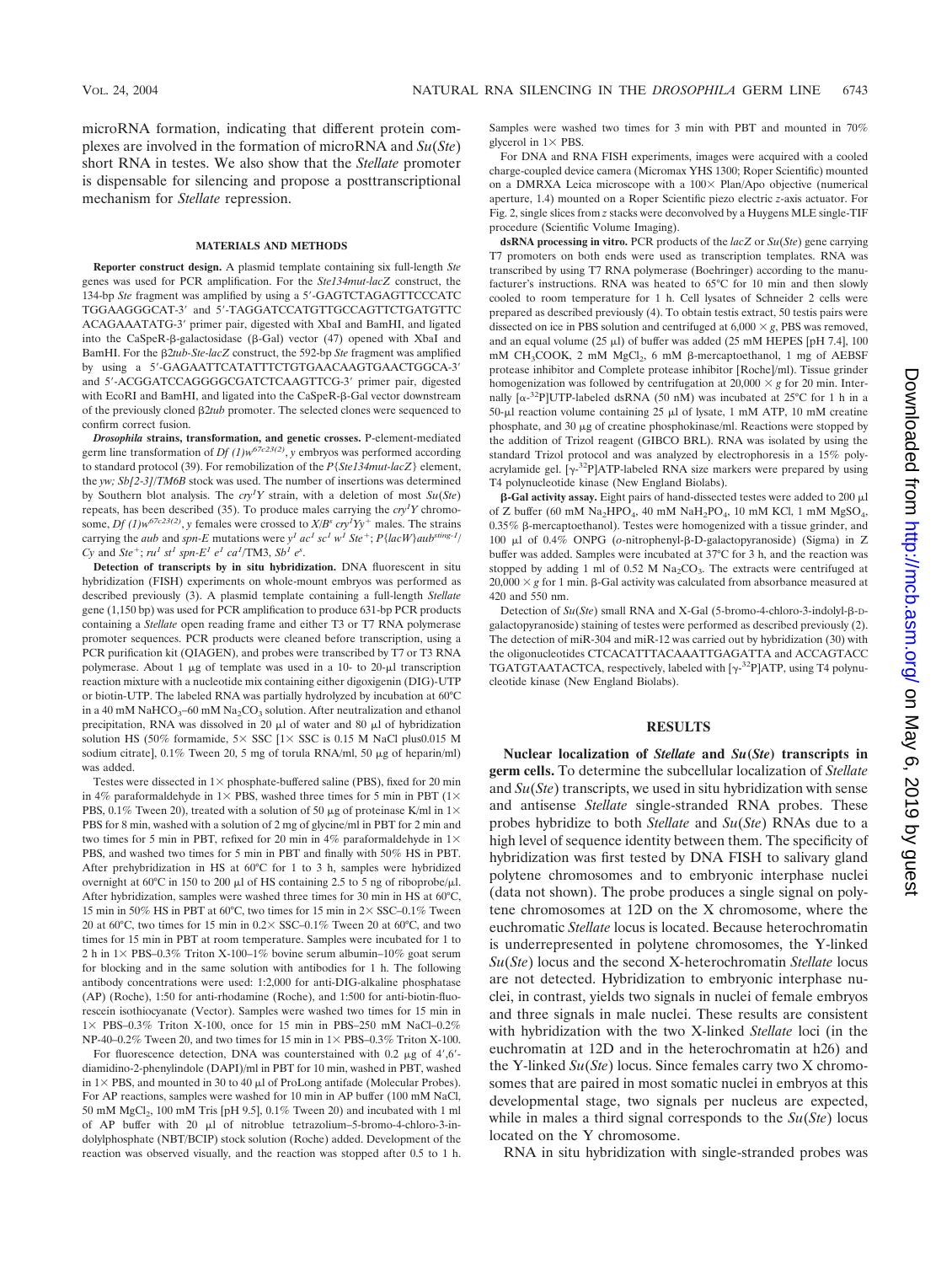microRNA formation, indicating that different protein complexes are involved in the formation of microRNA and *Su*(*Ste*) short RNA in testes. We also show that the *Stellate* promoter is dispensable for silencing and propose a posttranscriptional mechanism for *Stellate* repression.

## MATERIALS AND METHODS

**Reporter construct design.** A plasmid template containing six full-length *Ste* genes was used for PCR amplification. For the *Ste134mut-lacZ* construct, the 134-bp *Ste* fragment was amplified by using a 5′-GAGTCTAGAGTTCCCATC TGGAAGGGCAT-3′ and 5′-TAGGATCCATGTTGCCAGTTCTGATGTTC ACAGAAATATG-3′ primer pair, digested with XbaI and BamHI, and ligated into the CaSpeR-β-galactosidase (β-Gal) vector (47) opened with XbaI and BamHI. For the β2*tub-Ste-lacZ* construct, the 592-bp *Ste* fragment was amplified by using a 5′-GAGAATTCATATTTCTGTGAACAAGTGAACTGGCA-3′ and 5′-ACGGATCCAGGGGCGATCTCAAGTTCG-3′ primer pair, digested with EcoRI and BamHI, and ligated into the CaSpeR-β-Gal vector downstream of the previously cloned β2*tub* promoter. The selected clones were sequenced to confirm correct fusion.

***Drosophila* strains, transformation, and genetic crosses.** P-element-mediated germ line transformation of *Df (1)w^67c23(2)^, y* embryos was performed according to standard protocol (39). For remobilization of the *P{Ste134mut-lacZ}* element, the *yw; Sb[2-3]/TM6B* stock was used. The number of insertions was determined by Southern blot analysis. The $cry^1Y$ strain, with a deletion of most *Su*(*Ste*) repeats, has been described (35). To produce males carrying the $cry^1Y$ chromosome, *Df (1)w^67c23(2)^, y* females were crossed to $X/B^s\ cry^1Yy^+$ males. The strains carrying the *aub* and *spn-E* mutations were $y^1\ ac^1\ sc^1\ w^1\ Ste^+$; $P\{lacW\}aub^{sting\text{-}1}/Cy$ and $Ste^+$; $ru^1\ st^1\ spn\text{-}E^1\ e^1\ ca^1$/TM3, $Sb^1\ e^s$.

**Detection of transcripts by in situ hybridization.** DNA fluorescent in situ hybridization (FISH) experiments on whole-mount embryos was performed as described previously (3). A plasmid template containing a full-length *Stellate* gene (1,150 bp) was used for PCR amplification to produce 631-bp PCR products containing a *Stellate* open reading frame and either T3 or T7 RNA polymerase promoter sequences. PCR products were cleaned before transcription, using a PCR purification kit (QIAGEN), and probes were transcribed by T7 or T3 RNA polymerase. About 1 μg of template was used in a 10- to 20-μl transcription reaction mixture with a nucleotide mix containing either digoxigenin (DIG)-UTP or biotin-UTP. The labeled RNA was partially hydrolyzed by incubation at 60°C in a 40 mM $NaHCO_3$–60 mM $Na_2CO_3$ solution. After neutralization and ethanol precipitation, RNA was dissolved in 20 μl of water and 80 μl of hybridization solution HS (50% formamide, 5× SSC [1× SSC is 0.15 M NaCl plus0.015 M sodium citrate], 0.1% Tween 20, 5 mg of torula RNA/ml, 50 μg of heparin/ml) was added.

Testes were dissected in 1× phosphate-buffered saline (PBS), fixed for 20 min in 4% paraformaldehyde in 1× PBS, washed three times for 5 min in PBT (1× PBS, 0.1% Tween 20), treated with a solution of 50 μg of proteinase K/ml in 1× PBS for 8 min, washed with a solution of 2 mg of glycine/ml in PBT for 2 min and two times for 5 min in PBT, refixed for 20 min in 4% paraformaldehyde in 1× PBS, and washed two times for 5 min in PBT and finally with 50% HS in PBT. After prehybridization in HS at 60°C for 1 to 3 h, samples were hybridized overnight at 60°C in 150 to 200 μl of HS containing 2.5 to 5 ng of riboprobe/μl. After hybridization, samples were washed three times for 30 min in HS at 60°C, 15 min in 50% HS in PBT at 60°C, two times for 15 min in 2× SSC–0.1% Tween 20 at 60°C, two times for 15 min in 0.2× SSC–0.1% Tween 20 at 60°C, and two times for 15 min in PBT at room temperature. Samples were incubated for 1 to 2 h in 1× PBS–0.3% Triton X-100–1% bovine serum albumin–10% goat serum for blocking and in the same solution with antibodies for 1 h. The following antibody concentrations were used: 1:2,000 for anti-DIG-alkaline phosphatase (AP) (Roche), 1:50 for anti-rhodamine (Roche), and 1:500 for anti-biotin-fluorescein isothiocyanate (Vector). Samples were washed two times for 15 min in 1× PBS–0.3% Triton X-100, once for 15 min in PBS–250 mM NaCl–0.2% NP-40–0.2% Tween 20, and two times for 15 min in 1× PBS–0.3% Triton X-100.

For fluorescence detection, DNA was counterstained with 0.2 μg of 4′,6′-diamidino-2-phenylindole (DAPI)/ml in PBT for 10 min, washed in PBT, washed in 1× PBS, and mounted in 30 to 40 μl of ProLong antifade (Molecular Probes). For AP reactions, samples were washed for 10 min in AP buffer (100 mM NaCl, 50 mM $MgCl_2$, 100 mM Tris [pH 9.5], 0.1% Tween 20) and incubated with 1 ml of AP buffer with 20 μl of nitroblue tetrazolium–5-bromo-4-chloro-3-indolylphosphate (NBT/BCIP) stock solution (Roche) added. Development of the reaction was observed visually, and the reaction was stopped after 0.5 to 1 h. Samples were washed two times for 3 min with PBT and mounted in 70% glycerol in 1× PBS.

For DNA and RNA FISH experiments, images were acquired with a cooled charge-coupled device camera (Micromax YHS 1300; Roper Scientific) mounted on a DMRXA Leica microscope with a 100× Plan/Apo objective (numerical aperture, 1.4) mounted on a Roper Scientific piezo electric *z*-axis actuator. For Fig. 2, single slices from *z* stacks were deconvolved by a Huygens MLE single-TIF procedure (Scientific Volume Imaging).

**dsRNA processing in vitro.** PCR products of the *lacZ* or *Su*(*Ste*) gene carrying T7 promoters on both ends were used as transcription templates. RNA was transcribed by using T7 RNA polymerase (Boehringer) according to the manufacturer's instructions. RNA was heated to 65°C for 10 min and then slowly cooled to room temperature for 1 h. Cell lysates of Schneider 2 cells were prepared as described previously (4). To obtain testis extract, 50 testis pairs were dissected on ice in PBS solution and centrifuged at 6,000 × *g*, PBS was removed, and an equal volume (25 μl) of buffer was added (25 mM HEPES [pH 7.4], 100 mM $CH_3COOK$, 2 mM $MgCl_2$, 6 mM β-mercaptoethanol, 1 mg of AEBSF protease inhibitor and Complete protease inhibitor [Roche]/ml). Tissue grinder homogenization was followed by centrifugation at 20,000 × *g* for 20 min. Internally [$\alpha$-$^{32}$P]UTP-labeled dsRNA (50 nM) was incubated at 25°C for 1 h in a 50-μl reaction volume containing 25 μl of lysate, 1 mM ATP, 10 mM creatine phosphate, and 30 μg of creatine phosphokinase/ml. Reactions were stopped by the addition of Trizol reagent (GIBCO BRL). RNA was isolated by using the standard Trizol protocol and was analyzed by electrophoresis in a 15% polyacrylamide gel. [$\gamma$-$^{32}$P]ATP-labeled RNA size markers were prepared by using T4 polynucleotide kinase (New England Biolabs).

**β-Gal activity assay.** Eight pairs of hand-dissected testes were added to 200 μl of Z buffer (60 mM $Na_2HPO_4$, 40 mM $NaH_2PO_4$, 10 mM KCl, 1 mM $MgSO_4$, 0.35% β-mercaptoethanol). Testes were homogenized with a tissue grinder, and 100 μl of 0.4% ONPG (*o*-nitrophenyl-β-D-galactopyranoside) (Sigma) in Z buffer was added. Samples were incubated at 37°C for 3 h, and the reaction was stopped by adding 1 ml of 0.52 M $Na_2CO_3$. The extracts were centrifuged at 20,000 × *g* for 1 min. β-Gal activity was calculated from absorbance measured at 420 and 550 nm.

Detection of *Su*(*Ste*) small RNA and X-Gal (5-bromo-4-chloro-3-indolyl-β-D-galactopyranoside) staining of testes were performed as described previously (2). The detection of miR-304 and miR-12 was carried out by hybridization (30) with the oligonucleotides CTCACATTTACAAATTGAGATTA and ACCAGTACC TGATGTAATACTCA, respectively, labeled with [$\gamma$-$^{32}$P]ATP, using T4 polynucleotide kinase (New England Biolabs).

## RESULTS

**Nuclear localization of *Stellate* and *Su*(*Ste*) transcripts in germ cells.** To determine the subcellular localization of *Stellate* and *Su*(*Ste*) transcripts, we used in situ hybridization with sense and antisense *Stellate* single-stranded RNA probes. These probes hybridize to both *Stellate* and *Su*(*Ste*) RNAs due to a high level of sequence identity between them. The specificity of hybridization was first tested by DNA FISH to salivary gland polytene chromosomes and to embryonic interphase nuclei (data not shown). The probe produces a single signal on polytene chromosomes at 12D on the X chromosome, where the euchromatic *Stellate* locus is located. Because heterochromatin is underrepresented in polytene chromosomes, the Y-linked *Su*(*Ste*) locus and the second X-heterochromatin *Stellate* locus are not detected. Hybridization to embryonic interphase nuclei, in contrast, yields two signals in nuclei of female embryos and three signals in male nuclei. These results are consistent with hybridization with the two X-linked *Stellate* loci (in the euchromatin at 12D and in the heterochromatin at h26) and the Y-linked *Su*(*Ste*) locus. Since females carry two X chromosomes that are paired in most somatic nuclei in embryos at this developmental stage, two signals per nucleus are expected, while in males a third signal corresponds to the *Su*(*Ste*) locus located on the Y chromosome.

RNA in situ hybridization with single-stranded probes was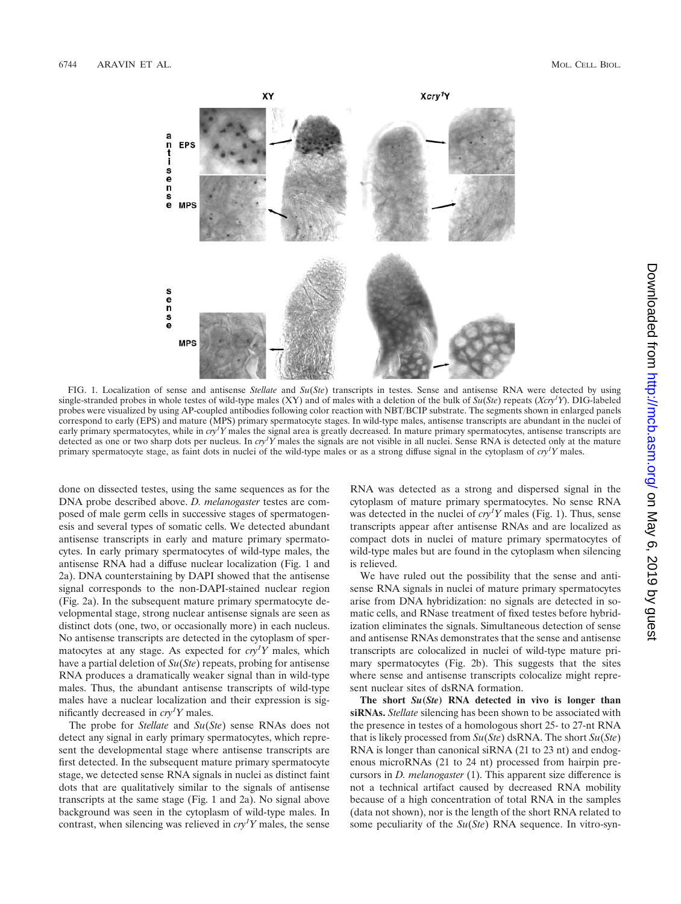FIG. 1. Localization of sense and antisense *Stellate* and *Su*(*Ste*) transcripts in testes. Sense and antisense RNA were detected by using single-stranded probes in whole testes of wild-type males (XY) and of males with a deletion of the bulk of *Su*(*Ste*) repeats (*Xcry[1]Y*). DIG-labeled probes were visualized by using AP-coupled antibodies following color reaction with NBT/BCIP substrate. The segments shown in enlarged panels correspond to early (EPS) and mature (MPS) primary spermatocyte stages. In wild-type males, antisense transcripts are abundant in the nuclei of early primary spermatocytes, while in *cry[1]Y* males the signal area is greatly decreased. In mature primary spermatocytes, antisense transcripts are detected as one or two sharp dots per nucleus. In *cry[1]Y* males the signals are not visible in all nuclei. Sense RNA is detected only at the mature primary spermatocyte stage, as faint dots in nuclei of the wild-type males or as a strong diffuse signal in the cytoplasm of *cry[1]Y* males.

done on dissected testes, using the same sequences as for the DNA probe described above. *D. melanogaster* testes are composed of male germ cells in successive stages of spermatogenesis and several types of somatic cells. We detected abundant antisense transcripts in early and mature primary spermatocytes. In early primary spermatocytes of wild-type males, the antisense RNA had a diffuse nuclear localization (Fig. 1 and 2a). DNA counterstaining by DAPI showed that the antisense signal corresponds to the non-DAPI-stained nuclear region (Fig. 2a). In the subsequent mature primary spermatocyte developmental stage, strong nuclear antisense signals are seen as distinct dots (one, two, or occasionally more) in each nucleus. No antisense transcripts are detected in the cytoplasm of spermatocytes at any stage. As expected for *cry[1]Y* males, which have a partial deletion of *Su*(*Ste*) repeats, probing for antisense RNA produces a dramatically weaker signal than in wild-type males. Thus, the abundant antisense transcripts of wild-type males have a nuclear localization and their expression is significantly decreased in *cry[1]Y* males.

The probe for *Stellate* and *Su*(*Ste*) sense RNAs does not detect any signal in early primary spermatocytes, which represent the developmental stage where antisense transcripts are first detected. In the subsequent mature primary spermatocyte stage, we detected sense RNA signals in nuclei as distinct faint dots that are qualitatively similar to the signals of antisense transcripts at the same stage (Fig. 1 and 2a). No signal above background was seen in the cytoplasm of wild-type males. In contrast, when silencing was relieved in *cry[1]Y* males, the sense RNA was detected as a strong and dispersed signal in the cytoplasm of mature primary spermatocytes. No sense RNA was detected in the nuclei of *cry[1]Y* males (Fig. 1). Thus, sense transcripts appear after antisense RNAs and are localized as compact dots in nuclei of mature primary spermatocytes of wild-type males but are found in the cytoplasm when silencing is relieved.

We have ruled out the possibility that the sense and antisense RNA signals in nuclei of mature primary spermatocytes arise from DNA hybridization: no signals are detected in somatic cells, and RNase treatment of fixed testes before hybridization eliminates the signals. Simultaneous detection of sense and antisense RNAs demonstrates that the sense and antisense transcripts are colocalized in nuclei of wild-type mature primary spermatocytes (Fig. 2b). This suggests that the sites where sense and antisense transcripts colocalize might represent nuclear sites of dsRNA formation.

**The short *Su*(*Ste*) RNA detected in vivo is longer than siRNAs.** *Stellate* silencing has been shown to be associated with the presence in testes of a homologous short 25- to 27-nt RNA that is likely processed from *Su*(*Ste*) dsRNA. The short *Su*(*Ste*) RNA is longer than canonical siRNA (21 to 23 nt) and endogenous microRNAs (21 to 24 nt) processed from hairpin precursors in *D. melanogaster* (1). This apparent size difference is not a technical artifact caused by decreased RNA mobility because of a high concentration of total RNA in the samples (data not shown), nor is the length of the short RNA related to some peculiarity of the *Su*(*Ste*) RNA sequence. In vitro-syn-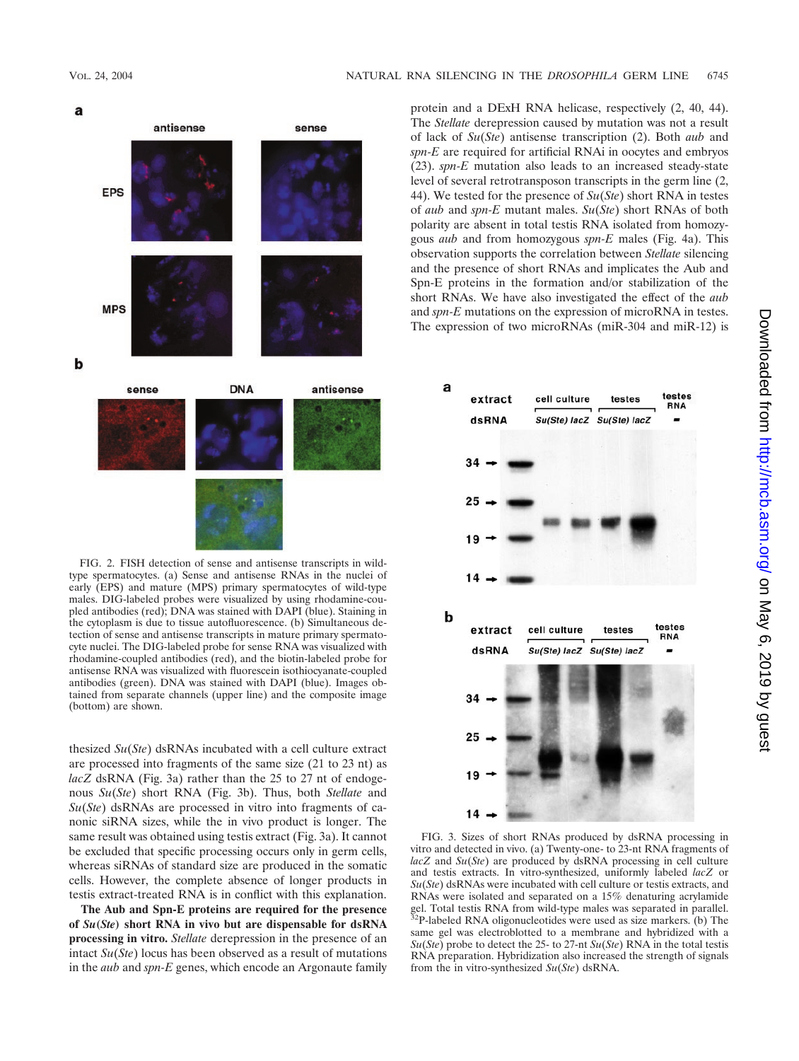FIG. 2. FISH detection of sense and antisense transcripts in wild-type spermatocytes. (a) Sense and antisense RNAs in the nuclei of early (EPS) and mature (MPS) primary spermatocytes of wild-type males. DIG-labeled probes were visualized by using rhodamine-coupled antibodies (red). DNA was stained with DAPI (blue). Staining in the cytoplasm is due to tissue autofluorescence. (b) Simultaneous detection of sense and antisense transcripts in mature primary spermatocyte nuclei. The DIG-labeled probe for sense RNA was visualized with rhodamine-coupled antibodies (red), and the biotin-labeled probe for antisense RNA was visualized with fluorescein isothiocyanate-coupled antibodies (green). DNA was stained with DAPI (blue). Images obtained from separate channels (upper line) and the composite image (bottom) are shown.

thesized *Su*(*Ste*) dsRNAs incubated with a cell culture extract are processed into fragments of the same size (21 to 23 nt) as *lacZ* dsRNA (Fig. 3a) rather than the 25 to 27 nt of endogenous *Su*(*Ste*) short RNA (Fig. 3b). Thus, both *Stellate* and *Su*(*Ste*) dsRNAs are processed in vitro into fragments of canonic siRNA sizes, while the in vivo product is longer. The same result was obtained using testis extract (Fig. 3a). It cannot be excluded that specific processing occurs only in germ cells, whereas siRNAs of standard size are produced in the somatic cells. However, the complete absence of longer products in testis extract-treated RNA is in conflict with this explanation.

**The Aub and Spn-E proteins are required for the presence of *Su*(*Ste*) short RNA in vivo but are dispensable for dsRNA processing in vitro.** *Stellate* derepression in the presence of an intact *Su*(*Ste*) locus has been observed as a result of mutations in the *aub* and *spn-E* genes, which encode an Argonaute family protein and a DExH RNA helicase, respectively (2, 40, 44). The *Stellate* derepression caused by mutation was not a result of lack of *Su*(*Ste*) antisense transcription (2). Both *aub* and *spn-E* are required for artificial RNAi in oocytes and embryos (23). *spn-E* mutation also leads to an increased steady-state level of several retrotransposon transcripts in the germ line (2, 44). We tested for the presence of *Su*(*Ste*) short RNA in testes of *aub* and *spn-E* mutant males. *Su*(*Ste*) short RNAs of both polarity are absent in total testis RNA isolated from homozygous *aub* and from homozygous *spn-E* males (Fig. 4a). This observation supports the correlation between *Stellate* silencing and the presence of short RNAs and implicates the Aub and Spn-E proteins in the formation and/or stabilization of the short RNAs. We have also investigated the effect of the *aub* and *spn-E* mutations on the expression of microRNA in testes. The expression of two microRNAs (miR-304 and miR-12) is

FIG. 3. Sizes of short RNAs produced by dsRNA processing in vitro and detected in vivo. (a) Twenty-one- to 23-nt RNA fragments of *lacZ* and *Su*(*Ste*) are produced by dsRNA processing in cell culture and testis extracts. In vitro-synthesized, uniformly labeled *lacZ* or *Su*(*Ste*) dsRNAs were incubated with cell culture or testis extracts, and RNAs were isolated and separated on a 15% denaturing acrylamide gel. Total testis RNA from wild-type males was separated in parallel. $^{32}$P-labeled RNA oligonucleotides were used as size markers. (b) The same gel was electroblotted to a membrane and hybridized with a *Su*(*Ste*) probe to detect the 25- to 27-nt *Su*(*Ste*) RNA in the total testis RNA preparation. Hybridization also increased the strength of signals from the in vitro-synthesized *Su*(*Ste*) dsRNA.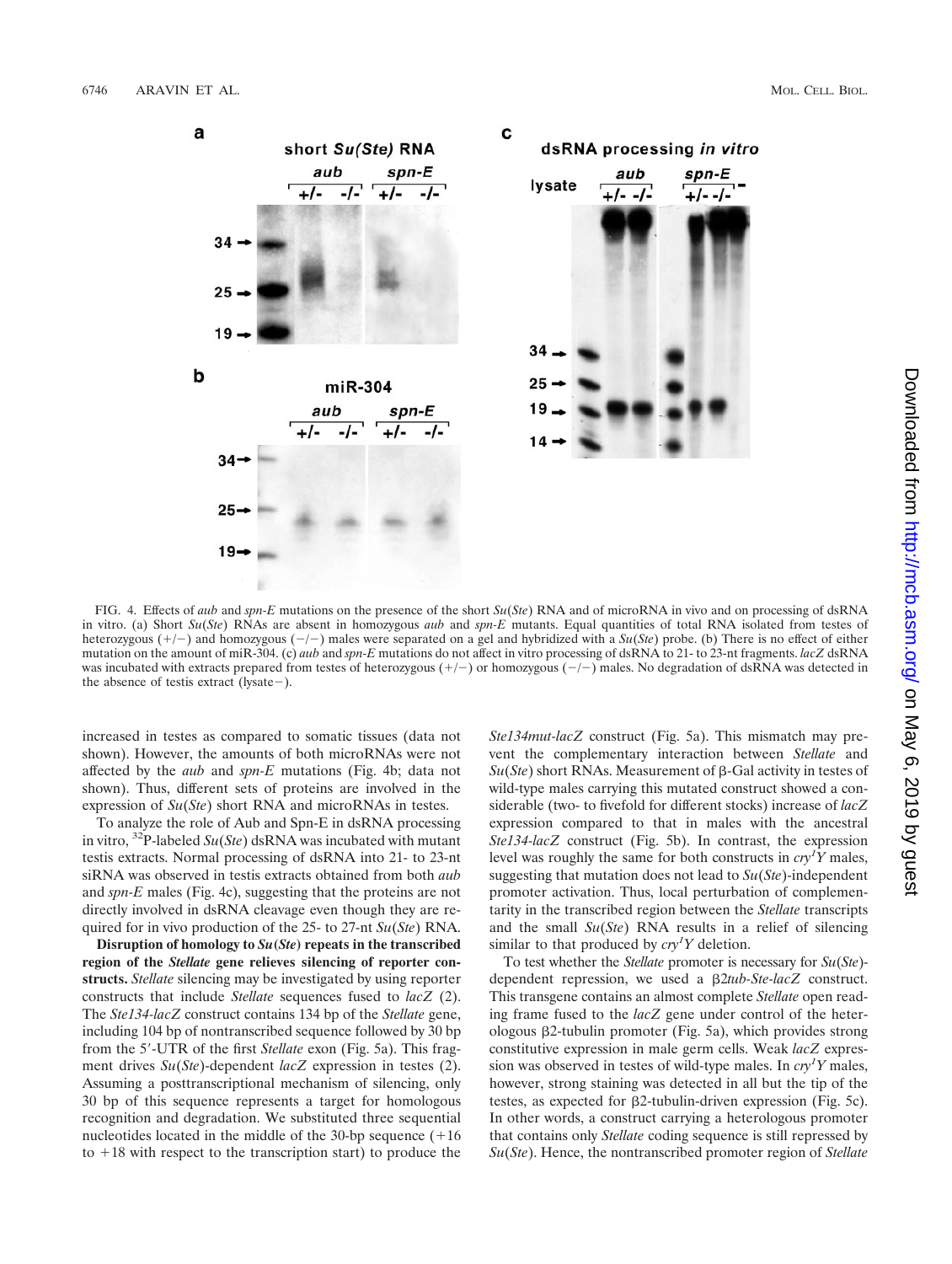FIG. 4. Effects of *aub* and *spn-E* mutations on the presence of the short *Su*(*Ste*) RNA and of microRNA in vivo and on processing of dsRNA in vitro. (a) Short *Su*(*Ste*) RNAs are absent in homozygous *aub* and *spn-E* mutants. Equal quantities of total RNA isolated from testes of heterozygous (+/−) and homozygous (−/−) males were separated on a gel and hybridized with a *Su*(*Ste*) probe. (b) There is no effect of either mutation on the amount of miR-304. (c) *aub* and *spn-E* mutations do not affect in vitro processing of dsRNA to 21- to 23-nt fragments. *lacZ* dsRNA was incubated with extracts prepared from testes of heterozygous (+/−) or homozygous (−/−) males. No degradation of dsRNA was detected in the absence of testis extract (lysate−).

increased in testes as compared to somatic tissues (data not shown). However, the amounts of both microRNAs were not affected by the *aub* and *spn-E* mutations (Fig. 4b; data not shown). Thus, different sets of proteins are involved in the expression of *Su*(*Ste*) short RNA and microRNAs in testes.

To analyze the role of Aub and Spn-E in dsRNA processing in vitro, $^{32}$P-labeled *Su*(*Ste*) dsRNA was incubated with mutant testis extracts. Normal processing of dsRNA into 21- to 23-nt siRNA was observed in testis extracts obtained from both *aub* and *spn-E* males (Fig. 4c), suggesting that the proteins are not directly involved in dsRNA cleavage even though they are required for in vivo production of the 25- to 27-nt *Su*(*Ste*) RNA.

**Disruption of homology to *Su*(*Ste*) repeats in the transcribed region of the *Stellate* gene relieves silencing of reporter constructs.** *Stellate* silencing may be investigated by using reporter constructs that include *Stellate* sequences fused to *lacZ* (2). The *Ste134-lacZ* construct contains 134 bp of the *Stellate* gene, including 104 bp of nontranscribed sequence followed by 30 bp from the 5′-UTR of the first *Stellate* exon (Fig. 5a). This fragment drives *Su*(*Ste*)-dependent *lacZ* expression in testes (2). Assuming a posttranscriptional mechanism of silencing, only 30 bp of this sequence represents a target for homologous recognition and degradation. We substituted three sequential nucleotides located in the middle of the 30-bp sequence (+16 to +18 with respect to the transcription start) to produce the *Ste134mut-lacZ* construct (Fig. 5a). This mismatch may prevent the complementary interaction between *Stellate* and *Su*(*Ste*) short RNAs. Measurement of β-Gal activity in testes of wild-type males carrying this mutated construct showed a considerable (two- to fivefold for different stocks) increase of *lacZ* expression compared to that in males with the ancestral *Ste134-lacZ* construct (Fig. 5b). In contrast, the expression level was roughly the same for both constructs in $cry^{1}Y$ males, suggesting that mutation does not lead to *Su*(*Ste*)-independent promoter activation. Thus, local perturbation of complementarity in the transcribed region between the *Stellate* transcripts and the small *Su*(*Ste*) RNA results in a relief of silencing similar to that produced by $cry^{1}Y$ deletion.

To test whether the *Stellate* promoter is necessary for *Su*(*Ste*)-dependent repression, we used a β2*tub-Ste-lacZ* construct. This transgene contains an almost complete *Stellate* open reading frame fused to the *lacZ* gene under control of the heterologous β2-tubulin promoter (Fig. 5a), which provides strong constitutive expression in male germ cells. Weak *lacZ* expression was observed in testes of wild-type males. In $cry^{1}Y$ males, however, strong staining was detected in all but the tip of the testes, as expected for β2-tubulin-driven expression (Fig. 5c). In other words, a construct carrying a heterologous promoter that contains only *Stellate* coding sequence is still repressed by *Su*(*Ste*). Hence, the nontranscribed promoter region of *Stellate*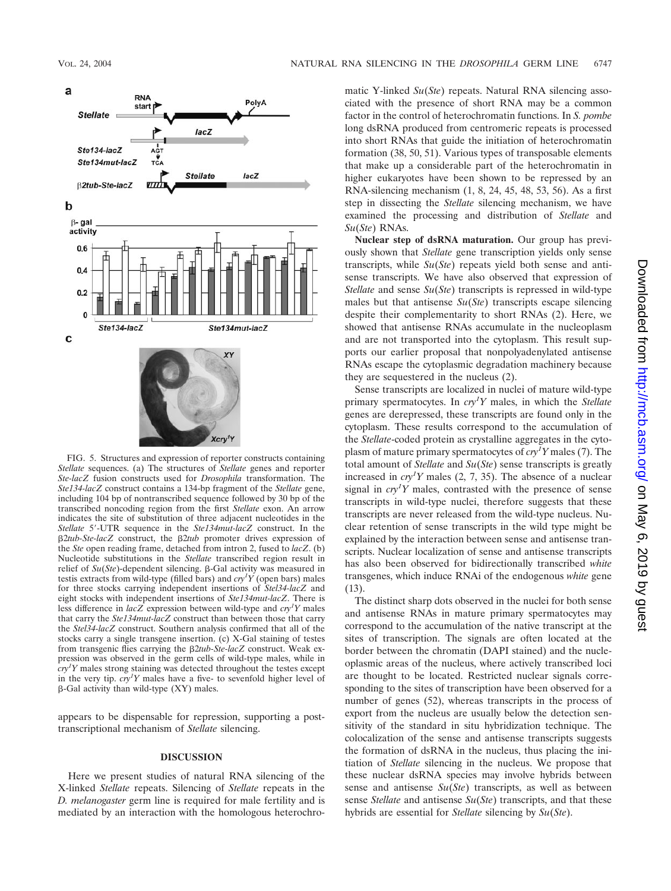FIG. 5. Structures and expression of reporter constructs containing *Stellate* sequences. (a) The structures of *Stellate* genes and reporter *Ste-lacZ* fusion constructs used for *Drosophila* transformation. The *Ste134-lacZ* construct contains a 134-bp fragment of the *Stellate* gene, including 104 bp of nontranscribed sequence followed by 30 bp of the transcribed noncoding region from the first *Stellate* exon. An arrow indicates the site of substitution of three adjacent nucleotides in the *Stellate* 5′-UTR sequence in the *Ste134mut-lacZ* construct. In the β2*tub-Ste-lacZ* construct, the β2*tub* promoter drives expression of the *Ste* open reading frame, detached from intron 2, fused to *lacZ*. (b) Nucleotide substitutions in the *Stellate* transcribed region result in relief of *Su*(*Ste*)-dependent silencing. β-Gal activity was measured in testis extracts from wild-type (filled bars) and $cry^1Y$ (open bars) males for three stocks carrying independent insertions of *Stel34-lacZ* and eight stocks with independent insertions of *Ste134mut-lacZ*. There is less difference in *lacZ* expression between wild-type and $cry^1Y$ males that carry the *Ste134mut-lacZ* construct than between those that carry the *Stel34-lacZ* construct. Southern analysis confirmed that all of the stocks carry a single transgene insertion. (c) X-Gal staining of testes from transgenic flies carrying the β2*tub-Ste-lacZ* construct. Weak expression was observed in the germ cells of wild-type males, while in $cry^1Y$ males strong staining was detected throughout the testes except in the very tip. $cry^1Y$ males have a five- to sevenfold higher level of β-Gal activity than wild-type (XY) males.

appears to be dispensable for repression, supporting a posttranscriptional mechanism of *Stellate* silencing.

## DISCUSSION

Here we present studies of natural RNA silencing of the X-linked *Stellate* repeats. Silencing of *Stellate* repeats in the *D. melanogaster* germ line is required for male fertility and is mediated by an interaction with the homologous heterochromatic Y-linked *Su*(*Ste*) repeats. Natural RNA silencing associated with the presence of short RNA may be a common factor in the control of heterochromatin functions. In *S. pombe* long dsRNA produced from centromeric repeats is processed into short RNAs that guide the initiation of heterochromatin formation (38, 50, 51). Various types of transposable elements that make up a considerable part of the heterochromatin in higher eukaryotes have been shown to be repressed by an RNA-silencing mechanism (1, 8, 24, 45, 48, 53, 56). As a first step in dissecting the *Stellate* silencing mechanism, we have examined the processing and distribution of *Stellate* and *Su*(*Ste*) RNAs.

**Nuclear step of dsRNA maturation.** Our group has previously shown that *Stellate* gene transcription yields only sense transcripts, while *Su*(*Ste*) repeats yield both sense and antisense transcripts. We have also observed that expression of *Stellate* and sense *Su*(*Ste*) transcripts is repressed in wild-type males but that antisense *Su*(*Ste*) transcripts escape silencing despite their complementarity to short RNAs (2). Here, we showed that antisense RNAs accumulate in the nucleoplasm and are not transported into the cytoplasm. This result supports our earlier proposal that nonpolyadenylated antisense RNAs escape the cytoplasmic degradation machinery because they are sequestered in the nucleus (2).

Sense transcripts are localized in nuclei of mature wild-type primary spermatocytes. In $cry^1Y$ males, in which the *Stellate* genes are derepressed, these transcripts are found only in the cytoplasm. These results correspond to the accumulation of the *Stellate*-coded protein as crystalline aggregates in the cytoplasm of mature primary spermatocytes of $cry^1Y$ males (7). The total amount of *Stellate* and *Su*(*Ste*) sense transcripts is greatly increased in $cry^1Y$ males (2, 7, 35). The absence of a nuclear signal in $cry^1Y$ males, contrasted with the presence of sense transcripts in wild-type nuclei, therefore suggests that these transcripts are never released from the wild-type nucleus. Nuclear retention of sense transcripts in the wild type might be explained by the interaction between sense and antisense transcripts. Nuclear localization of sense and antisense transcripts has also been observed for bidirectionally transcribed *white* transgenes, which induce RNAi of the endogenous *white* gene (13).

The distinct sharp dots observed in the nuclei for both sense and antisense RNAs in mature primary spermatocytes may correspond to the accumulation of the native transcript at the sites of transcription. The signals are often located at the border between the chromatin (DAPI stained) and the nucleoplasmic areas of the nucleus, where actively transcribed loci are thought to be located. Restricted nuclear signals corresponding to the sites of transcription have been observed for a number of genes (52), whereas transcripts in the process of export from the nucleus are usually below the detection sensitivity of the standard in situ hybridization technique. The colocalization of the sense and antisense transcripts suggests the formation of dsRNA in the nucleus, thus placing the initiation of *Stellate* silencing in the nucleus. We propose that these nuclear dsRNA species may involve hybrids between sense and antisense *Su*(*Ste*) transcripts, as well as between sense *Stellate* and antisense *Su*(*Ste*) transcripts, and that these hybrids are essential for *Stellate* silencing by *Su*(*Ste*).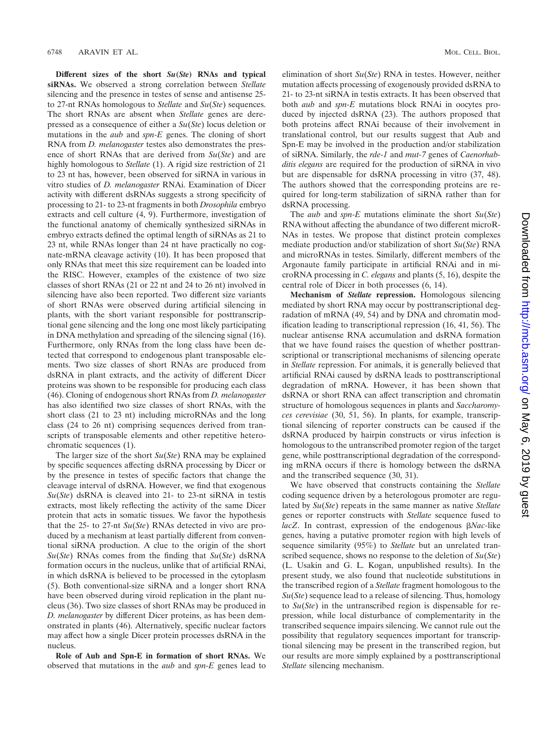**Different sizes of the short *Su*(*Ste*) RNAs and typical siRNAs.** We observed a strong correlation between *Stellate* silencing and the presence in testes of sense and antisense 25- to 27-nt RNAs homologous to *Stellate* and *Su*(*Ste*) sequences. The short RNAs are absent when *Stellate* genes are derepressed as a consequence of either a *Su*(*Ste*) locus deletion or mutations in the *aub* and *spn-E* genes. The cloning of short RNA from *D. melanogaster* testes also demonstrates the presence of short RNAs that are derived from *Su*(*Ste*) and are highly homologous to *Stellate* (1). A rigid size restriction of 21 to 23 nt has, however, been observed for siRNA in various in vitro studies of *D. melanogaster* RNAi. Examination of Dicer activity with different dsRNAs suggests a strong specificity of processing to 21- to 23-nt fragments in both *Drosophila* embryo extracts and cell culture (4, 9). Furthermore, investigation of the functional anatomy of chemically synthesized siRNAs in embryo extracts defined the optimal length of siRNAs as 21 to 23 nt, while RNAs longer than 24 nt have practically no cognate-mRNA cleavage activity (10). It has been proposed that only RNAs that meet this size requirement can be loaded into the RISC. However, examples of the existence of two size classes of short RNAs (21 or 22 nt and 24 to 26 nt) involved in silencing have also been reported. Two different size variants of short RNAs were observed during artificial silencing in plants, with the short variant responsible for posttranscriptional gene silencing and the long one most likely participating in DNA methylation and spreading of the silencing signal (16). Furthermore, only RNAs from the long class have been detected that correspond to endogenous plant transposable elements. Two size classes of short RNAs are produced from dsRNA in plant extracts, and the activity of different Dicer proteins was shown to be responsible for producing each class (46). Cloning of endogenous short RNAs from *D. melanogaster* has also identified two size classes of short RNAs, with the short class (21 to 23 nt) including microRNAs and the long class (24 to 26 nt) comprising sequences derived from transcripts of transposable elements and other repetitive heterochromatic sequences (1).

The larger size of the short *Su*(*Ste*) RNA may be explained by specific sequences affecting dsRNA processing by Dicer or by the presence in testes of specific factors that change the cleavage interval of dsRNA. However, we find that exogenous *Su*(*Ste*) dsRNA is cleaved into 21- to 23-nt siRNA in testis extracts, most likely reflecting the activity of the same Dicer protein that acts in somatic tissues. We favor the hypothesis that the 25- to 27-nt *Su*(*Ste*) RNAs detected in vivo are produced by a mechanism at least partially different from conventional siRNA production. A clue to the origin of the short *Su*(*Ste*) RNAs comes from the finding that *Su*(*Ste*) dsRNA formation occurs in the nucleus, unlike that of artificial RNAi, in which dsRNA is believed to be processed in the cytoplasm (5). Both conventional-size siRNA and a longer short RNA have been observed during viroid replication in the plant nucleus (36). Two size classes of short RNAs may be produced in *D. melanogaster* by different Dicer proteins, as has been demonstrated in plants (46). Alternatively, specific nuclear factors may affect how a single Dicer protein processes dsRNA in the nucleus.

**Role of Aub and Spn-E in formation of short RNAs.** We observed that mutations in the *aub* and *spn-E* genes lead to elimination of short *Su*(*Ste*) RNA in testes. However, neither mutation affects processing of exogenously provided dsRNA to 21- to 23-nt siRNA in testis extracts. It has been observed that both *aub* and *spn-E* mutations block RNAi in oocytes produced by injected dsRNA (23). The authors proposed that both proteins affect RNAi because of their involvement in translational control, but our results suggest that Aub and Spn-E may be involved in the production and/or stabilization of siRNA. Similarly, the *rde-1* and *mut-7* genes of *Caenorhabditis elegans* are required for the production of siRNA in vivo but are dispensable for dsRNA processing in vitro (37, 48). The authors showed that the corresponding proteins are required for long-term stabilization of siRNA rather than for dsRNA processing.

The *aub* and *spn-E* mutations eliminate the short *Su*(*Ste*) RNA without affecting the abundance of two different microRNAs in testes. We propose that distinct protein complexes mediate production and/or stabilization of short *Su*(*Ste*) RNA and microRNAs in testes. Similarly, different members of the Argonaute family participate in artificial RNAi and in microRNA processing in *C. elegans* and plants (5, 16), despite the central role of Dicer in both processes (6, 14).

**Mechanism of *Stellate* repression.** Homologous silencing mediated by short RNA may occur by posttranscriptional degradation of mRNA (49, 54) and by DNA and chromatin modification leading to transcriptional repression (16, 41, 56). The nuclear antisense RNA accumulation and dsRNA formation that we have found raises the question of whether posttranscriptional or transcriptional mechanisms of silencing operate in *Stellate* repression. For animals, it is generally believed that artificial RNAi caused by dsRNA leads to posttranscriptional degradation of mRNA. However, it has been shown that dsRNA or short RNA can affect transcription and chromatin structure of homologous sequences in plants and *Saccharomyces cerevisiae* (30, 51, 56). In plants, for example, transcriptional silencing of reporter constructs can be caused if the dsRNA produced by hairpin constructs or virus infection is homologous to the untranscribed promoter region of the target gene, while posttranscriptional degradation of the corresponding mRNA occurs if there is homology between the dsRNA and the transcribed sequence (30, 31).

We have observed that constructs containing the *Stellate* coding sequence driven by a heterologous promoter are regulated by *Su*(*Ste*) repeats in the same manner as native *Stellate* genes or reporter constructs with *Stellate* sequence fused to *lacZ*. In contrast, expression of the endogenous β*Nac*-like genes, having a putative promoter region with high levels of sequence similarity (95%) to *Stellate* but an unrelated transcribed sequence, shows no response to the deletion of *Su*(*Ste*) (L. Usakin and G. L. Kogan, unpublished results). In the present study, we also found that nucleotide substitutions in the transcribed region of a *Stellate* fragment homologous to the *Su*(*Ste*) sequence lead to a release of silencing. Thus, homology to *Su*(*Ste*) in the untranscribed region is dispensable for repression, while local disturbance of complementarity in the transcribed sequence impairs silencing. We cannot rule out the possibility that regulatory sequences important for transcriptional silencing may be present in the transcribed region, but our results are more simply explained by a posttranscriptional *Stellate* silencing mechanism.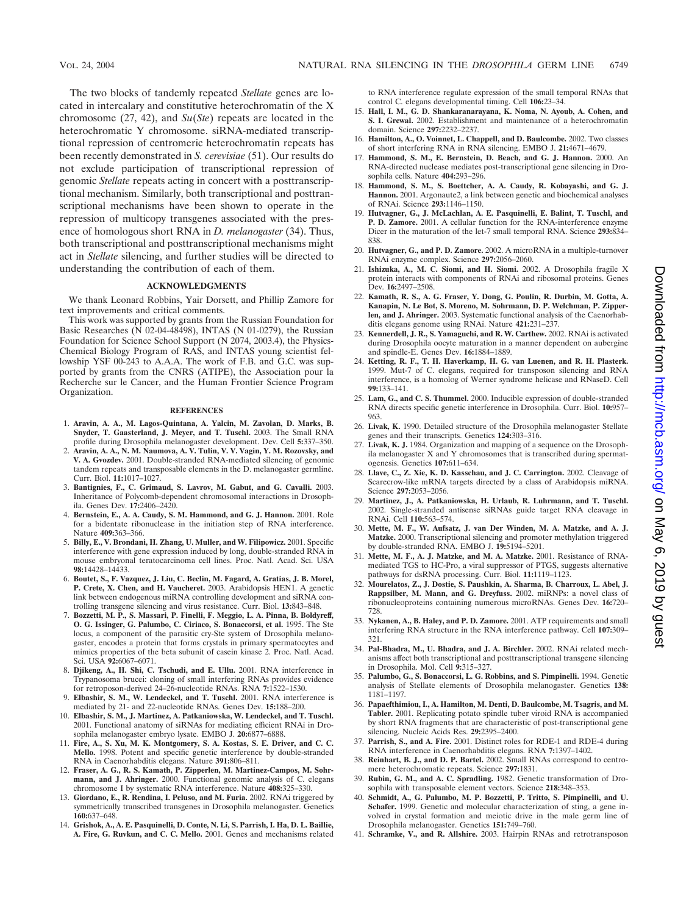The two blocks of tandemly repeated *Stellate* genes are located in intercalary and constitutive heterochromatin of the X chromosome (27, 42), and *Su*(*Ste*) repeats are located in the heterochromatic Y chromosome. siRNA-mediated transcriptional repression of centromeric heterochromatin repeats has been recently demonstrated in *S. cerevisiae* (51). Our results do not exclude participation of transcriptional repression of genomic *Stellate* repeats acting in concert with a posttranscriptional mechanism. Similarly, both transcriptional and posttranscriptional mechanisms have been shown to operate in the repression of multicopy transgenes associated with the presence of homologous short RNA in *D. melanogaster* (34). Thus, both transcriptional and posttranscriptional mechanisms might act in *Stellate* silencing, and further studies will be directed to understanding the contribution of each of them.

## ACKNOWLEDGMENTS

We thank Leonard Robbins, Yair Dorsett, and Phillip Zamore for text improvements and critical comments.

This work was supported by grants from the Russian Foundation for Basic Researches (N 02-04-48498), INTAS (N 01-0279), the Russian Foundation for Science School Support (N 2074, 2003.4), the Physics-Chemical Biology Program of RAS, and INTAS young scientist fellowship YSF 00-243 to A.A.A. The work of F.B. and G.C. was supported by grants from the CNRS (ATIPE), the Association pour la Recherche sur le Cancer, and the Human Frontier Science Program Organization.

## REFERENCES

1. **Aravin, A. A., M. Lagos-Quintana, A. Yalcin, M. Zavolan, D. Marks, B. Snyder, T. Gaasterland, J. Meyer, and T. Tuschl.** 2003. The Small RNA profile during Drosophila melanogaster development. Dev. Cell **5:**337–350.
2. **Aravin, A. A., N. M. Naumova, A. V. Tulin, V. V. Vagin, Y. M. Rozovsky, and V. A. Gvozdev.** 2001. Double-stranded RNA-mediated silencing of genomic tandem repeats and transposable elements in the D. melanogaster germline. Curr. Biol. **11:**1017–1027.
3. **Bantignies, F., C. Grimaud, S. Lavrov, M. Gabut, and G. Cavalli.** 2003. Inheritance of Polycomb-dependent chromosomal interactions in Drosophila. Genes Dev. **17:**2406–2420.
4. **Bernstein, E., A. A. Caudy, S. M. Hammond, and G. J. Hannon.** 2001. Role for a bidentate ribonuclease in the initiation step of RNA interference. Nature **409:**363–366.
5. **Billy, E., V. Brondani, H. Zhang, U. Muller, and W. Filipowicz.** 2001. Specific interference with gene expression induced by long, double-stranded RNA in mouse embryonal teratocarcinoma cell lines. Proc. Natl. Acad. Sci. USA **98:**14428–14433.
6. **Boutet, S., F. Vazquez, J. Liu, C. Beclin, M. Fagard, A. Gratias, J. B. Morel, P. Crete, X. Chen, and H. Vaucheret.** 2003. Arabidopsis HEN1. A genetic link between endogenous miRNA controlling development and siRNA controlling transgene silencing and virus resistance. Curr. Biol. **13:**843–848.
7. **Bozzetti, M. P., S. Massari, P. Finelli, F. Meggio, L. A. Pinna, B. Boldyreff, O. G. Issinger, G. Palumbo, C. Ciriaco, S. Bonaccorsi, et al.** 1995. The Ste locus, a component of the parasitic cry-Ste system of Drosophila melanogaster, encodes a protein that forms crystals in primary spermatocytes and mimics properties of the beta subunit of casein kinase 2. Proc. Natl. Acad. Sci. USA **92:**6067–6071.
8. **Djikeng, A., H. Shi, C. Tschudi, and E. Ullu.** 2001. RNA interference in Trypanosoma brucei: cloning of small interfering RNAs provides evidence for retroposon-derived 24–26-nucleotide RNAs. RNA **7:**1522–1530.
9. **Elbashir, S. M., W. Lendeckel, and T. Tuschl.** 2001. RNA interference is mediated by 21- and 22-nucleotide RNAs. Genes Dev. **15:**188–200.
10. **Elbashir, S. M., J. Martinez, A. Patkaniowska, W. Lendeckel, and T. Tuschl.** 2001. Functional anatomy of siRNAs for mediating efficient RNAi in Drosophila melanogaster embryo lysate. EMBO J. **20:**6877–6888.
11. **Fire, A., S. Xu, M. K. Montgomery, S. A. Kostas, S. E. Driver, and C. C. Mello.** 1998. Potent and specific genetic interference by double-stranded RNA in Caenorhabditis elegans. Nature **391:**806–811.
12. **Fraser, A. G., R. S. Kamath, P. Zipperlen, M. Martinez-Campos, M. Sohrmann, and J. Ahringer.** 2000. Functional genomic analysis of C. elegans chromosome I by systematic RNA interference. Nature **408:**325–330.
13. **Giordano, E., R. Rendina, I. Peluso, and M. Furia.** 2002. RNAi triggered by symmetrically transcribed transgenes in Drosophila melanogaster. Genetics **160:**637–648.
14. **Grishok, A., A. E. Pasquinelli, D. Conte, N. Li, S. Parrish, I. Ha, D. L. Baillie, A. Fire, G. Ruvkun, and C. C. Mello.** 2001. Genes and mechanisms related to RNA interference regulate expression of the small temporal RNAs that control C. elegans developmental timing. Cell **106:**23–34.
15. **Hall, I. M., G. D. Shankaranarayana, K. Noma, N. Ayoub, A. Cohen, and S. I. Grewal.** 2002. Establishment and maintenance of a heterochromatin domain. Science **297:**2232–2237.
16. **Hamilton, A., O. Voinnet, L. Chappell, and D. Baulcombe.** 2002. Two classes of short interfering RNA in RNA silencing. EMBO J. **21:**4671–4679.
17. **Hammond, S. M., E. Bernstein, D. Beach, and G. J. Hannon.** 2000. An RNA-directed nuclease mediates post-transcriptional gene silencing in Drosophila cells. Nature **404:**293–296.
18. **Hammond, S. M., S. Boettcher, A. A. Caudy, R. Kobayashi, and G. J. Hannon.** 2001. Argonaute2, a link between genetic and biochemical analyses of RNAi. Science **293:**1146–1150.
19. **Hutvagner, G., J. McLachlan, A. E. Pasquinelli, E. Balint, T. Tuschl, and P. D. Zamore.** 2001. A cellular function for the RNA-interference enzyme Dicer in the maturation of the let-7 small temporal RNA. Science **293:**834–838.
20. **Hutvagner, G., and P. D. Zamore.** 2002. A microRNA in a multiple-turnover RNAi enzyme complex. Science **297:**2056–2060.
21. **Ishizuka, A., M. C. Siomi, and H. Siomi.** 2002. A Drosophila fragile X protein interacts with components of RNAi and ribosomal proteins. Genes Dev. **16:**2497–2508.
22. **Kamath, R. S., A. G. Fraser, Y. Dong, G. Poulin, R. Durbin, M. Gotta, A. Kanapin, N. Le Bot, S. Moreno, M. Sohrmann, D. P. Welchman, P. Zipperlen, and J. Ahringer.** 2003. Systematic functional analysis of the Caenorhabditis elegans genome using RNAi. Nature **421:**231–237.
23. **Kennerdell, J. R., S. Yamaguchi, and R. W. Carthew.** 2002. RNAi is activated during Drosophila oocyte maturation in a manner dependent on aubergine and spindle-E. Genes Dev. **16:**1884–1889.
24. **Ketting, R. F., T. H. Haverkamp, H. G. van Luenen, and R. H. Plasterk.** 1999. Mut-7 of C. elegans, required for transposon silencing and RNA interference, is a homolog of Werner syndrome helicase and RNaseD. Cell **99:**133–141.
25. **Lam, G., and C. S. Thummel.** 2000. Inducible expression of double-stranded RNA directs specific genetic interference in Drosophila. Curr. Biol. **10:**957–963.
26. **Livak, K.** 1990. Detailed structure of the Drosophila melanogaster Stellate genes and their transcripts. Genetics **124:**303–316.
27. **Livak, K. J.** 1984. Organization and mapping of a sequence on the Drosophila melanogaster X and Y chromosomes that is transcribed during spermatogenesis. Genetics **107:**611–634.
28. **Llave, C., Z. Xie, K. D. Kasschau, and J. C. Carrington.** 2002. Cleavage of Scarecrow-like mRNA targets directed by a class of Arabidopsis miRNA. Science **297:**2053–2056.
29. **Martinez, J., A. Patkaniowska, H. Urlaub, R. Luhrmann, and T. Tuschl.** 2002. Single-stranded antisense siRNAs guide target RNA cleavage in RNAi. Cell **110:**563–574.
30. **Mette, M. F., W. Aufsatz, J. van Der Winden, M. A. Matzke, and A. J. Matzke.** 2000. Transcriptional silencing and promoter methylation triggered by double-stranded RNA. EMBO J. **19:**5194–5201.
31. **Mette, M. F., A. J. Matzke, and M. A. Matzke.** 2001. Resistance of RNA-mediated TGS to HC-Pro, a viral suppressor of PTGS, suggests alternative pathways for dsRNA processing. Curr. Biol. **11:**1119–1123.
32. **Mourelatos, Z., J. Dostie, S. Paushkin, A. Sharma, B. Charroux, L. Abel, J. Rappsilber, M. Mann, and G. Dreyfuss.** 2002. miRNPs: a novel class of ribonucleoproteins containing numerous microRNAs. Genes Dev. **16:**720–728.
33. **Nykanen, A., B. Haley, and P. D. Zamore.** 2001. ATP requirements and small interfering RNA structure in the RNA interference pathway. Cell **107:**309–321.
34. **Pal-Bhadra, M., U. Bhadra, and J. A. Birchler.** 2002. RNAi related mechanisms affect both transcriptional and posttranscriptional transgene silencing in Drosophila. Mol. Cell **9:**315–327.
35. **Palumbo, G., S. Bonaccorsi, L. G. Robbins, and S. Pimpinelli.** 1994. Genetic analysis of Stellate elements of Drosophila melanogaster. Genetics **138:**1181–1197.
36. **Papaefthimiou, I., A. Hamilton, M. Denti, D. Baulcombe, M. Tsagris, and M. Tabler.** 2001. Replicating potato spindle tuber viroid RNA is accompanied by short RNA fragments that are characteristic of post-transcriptional gene silencing. Nucleic Acids Res. **29:**2395–2400.
37. **Parrish, S., and A. Fire.** 2001. Distinct roles for RDE-1 and RDE-4 during RNA interference in Caenorhabditis elegans. RNA **7:**1397–1402.
38. **Reinhart, B. J., and D. P. Bartel.** 2002. Small RNAs correspond to centromere heterochromatic repeats. Science **297:**1831.
39. **Rubin, G. M., and A. C. Spradling.** 1982. Genetic transformation of Drosophila with transposable element vectors. Science **218:**348–353.
40. **Schmidt, A., G. Palumbo, M. P. Bozzetti, P. Tritto, S. Pimpinelli, and U. Schafer.** 1999. Genetic and molecular characterization of sting, a gene involved in crystal formation and meiotic drive in the male germ line of Drosophila melanogaster. Genetics **151:**749–760.
41. **Schramke, V., and R. Allshire.** 2003. Hairpin RNAs and retrotransposon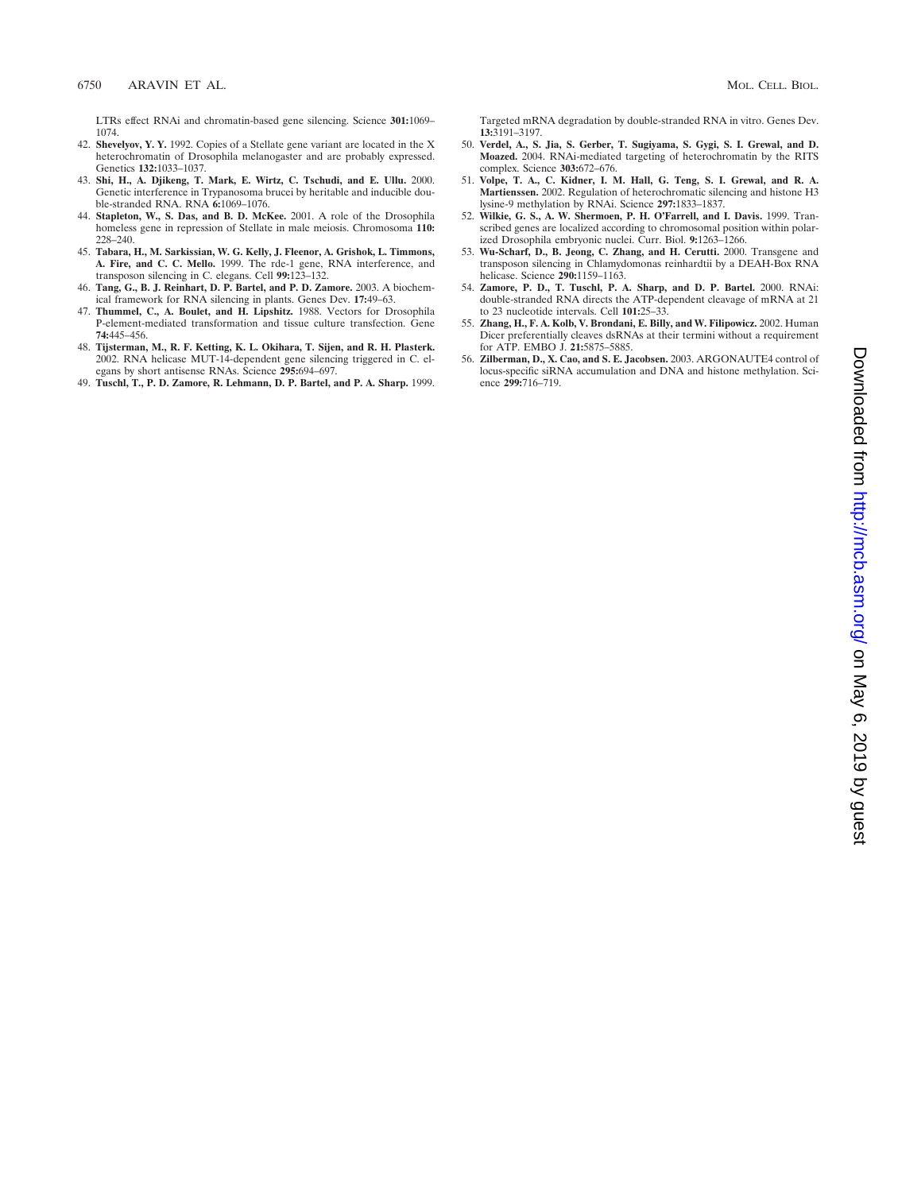LTRs effect RNAi and chromatin-based gene silencing. Science **301:**1069–1074.

42. **Shevelyov, Y. Y.** 1992. Copies of a Stellate gene variant are located in the X heterochromatin of Drosophila melanogaster and are probably expressed. Genetics **132:**1033–1037.
43. **Shi, H., A. Djikeng, T. Mark, E. Wirtz, C. Tschudi, and E. Ullu.** 2000. Genetic interference in Trypanosoma brucei by heritable and inducible double-stranded RNA. RNA **6:**1069–1076.
44. **Stapleton, W., S. Das, and B. D. McKee.** 2001. A role of the Drosophila homeless gene in repression of Stellate in male meiosis. Chromosoma **110:** 228–240.
45. **Tabara, H., M. Sarkissian, W. G. Kelly, J. Fleenor, A. Grishok, L. Timmons, A. Fire, and C. C. Mello.** 1999. The rde-1 gene, RNA interference, and transposon silencing in C. elegans. Cell **99:**123–132.
46. **Tang, G., B. J. Reinhart, D. P. Bartel, and P. D. Zamore.** 2003. A biochemical framework for RNA silencing in plants. Genes Dev. **17:**49–63.
47. **Thummel, C., A. Boulet, and H. Lipshitz.** 1988. Vectors for Drosophila P-element-mediated transformation and tissue culture transfection. Gene **74:**445–456.
48. **Tijsterman, M., R. F. Ketting, K. L. Okihara, T. Sijen, and R. H. Plasterk.** 2002. RNA helicase MUT-14-dependent gene silencing triggered in C. elegans by short antisense RNAs. Science **295:**694–697.
49. **Tuschl, T., P. D. Zamore, R. Lehmann, D. P. Bartel, and P. A. Sharp.** 1999. Targeted mRNA degradation by double-stranded RNA in vitro. Genes Dev. **13:**3191–3197.
50. **Verdel, A., S. Jia, S. Gerber, T. Sugiyama, S. Gygi, S. I. Grewal, and D. Moazed.** 2004. RNAi-mediated targeting of heterochromatin by the RITS complex. Science **303:**672–676.
51. **Volpe, T. A., C. Kidner, I. M. Hall, G. Teng, S. I. Grewal, and R. A. Martienssen.** 2002. Regulation of heterochromatic silencing and histone H3 lysine-9 methylation by RNAi. Science **297:**1833–1837.
52. **Wilkie, G. S., A. W. Shermoen, P. H. O'Farrell, and I. Davis.** 1999. Transcribed genes are localized according to chromosomal position within polarized Drosophila embryonic nuclei. Curr. Biol. **9:**1263–1266.
53. **Wu-Scharf, D., B. Jeong, C. Zhang, and H. Cerutti.** 2000. Transgene and transposon silencing in Chlamydomonas reinhardtii by a DEAH-Box RNA helicase. Science **290:**1159–1163.
54. **Zamore, P. D., T. Tuschl, P. A. Sharp, and D. P. Bartel.** 2000. RNAi: double-stranded RNA directs the ATP-dependent cleavage of mRNA at 21 to 23 nucleotide intervals. Cell **101:**25–33.
55. **Zhang, H., F. A. Kolb, V. Brondani, E. Billy, and W. Filipowicz.** 2002. Human Dicer preferentially cleaves dsRNAs at their termini without a requirement for ATP. EMBO J. **21:**5875–5885.
56. **Zilberman, D., X. Cao, and S. E. Jacobsen.** 2003. ARGONAUTE4 control of locus-specific siRNA accumulation and DNA and histone methylation. Science **299:**716–719.